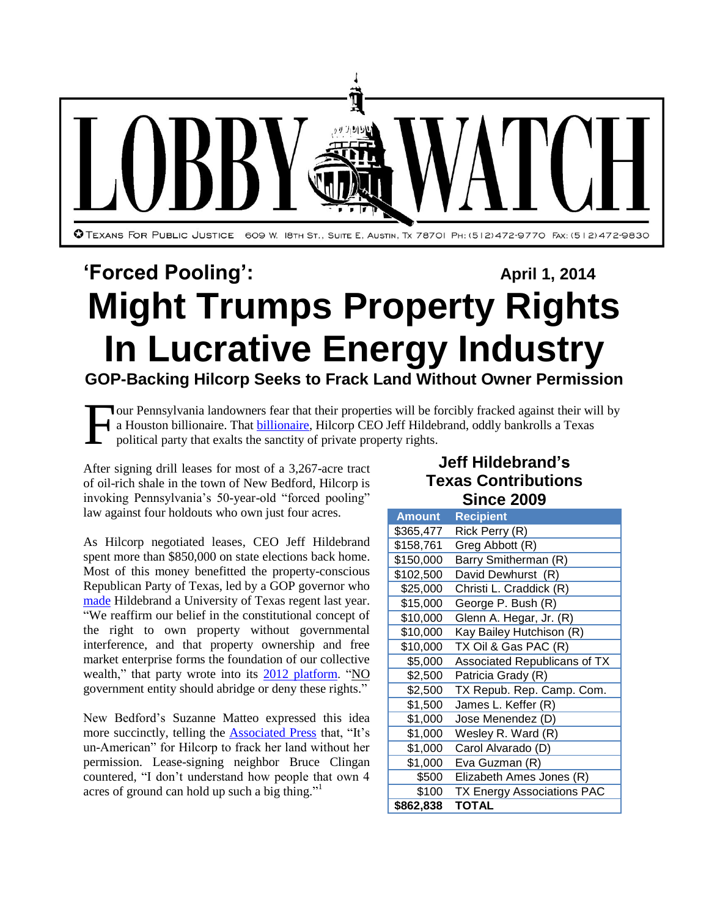# LOBBY WATCH

TEXANS FOR PUBLIC JUSTICE 609 W. 18TH ST., SUITE E, AUSTIN, TX 78701 PH: (512)472-9770 FAX: (512)472-9830

## 'Forced Pooling': Might Trumps Property Rights In Lucrative Energy Industry

April 1, 2014

### GOP-Backing Hilcorp Seeks to Frack Land Without Owner Permission

Four Pennsylvania landowners fear that their properties will be forcibly fracked against their will by a Houston billionaire. That billionaire, Hilcorp CEO Jeff Hildebrand, oddly bankrolls a Texas political party that exalts the sanctity of private property rights.

After signing drill leases for most of a 3,267-acre tract of oil-rich shale in the town of New Bedford, Hilcorp is invoking Pennsylvania's 50-year-old "forced pooling" law against four holdouts who own just four acres.

As Hilcorp negotiated leases, CEO Jeff Hildebrand spent more than $850,000 on state elections back home. Most of this money benefitted the property-conscious Republican Party of Texas, led by a GOP governor who made Hildebrand a University of Texas regent last year. "We reaffirm our belief in the constitutional concept of the right to own property without governmental interference, and that property ownership and free market enterprise forms the foundation of our collective wealth," that party wrote into its 2012 platform. "NO government entity should abridge or deny these rights."

New Bedford's Suzanne Matteo expressed this idea more succinctly, telling the Associated Press that, "It's un-American" for Hilcorp to frack her land without her permission. Lease-signing neighbor Bruce Clingan countered, "I don't understand how people that own 4 acres of ground can hold up such a big thing."[1]

**Jeff Hildebrand's Texas Contributions Since 2009**

| Amount | Recipient |
|---|---|
| $365,477 | Rick Perry (R) |
| $158,761 | Greg Abbott (R) |
| $150,000 | Barry Smitherman (R) |
| $102,500 | David Dewhurst (R) |
| $25,000 | Christi L. Craddick (R) |
| $15,000 | George P. Bush (R) |
| $10,000 | Glenn A. Hegar, Jr. (R) |
| $10,000 | Kay Bailey Hutchison (R) |
| $10,000 | TX Oil & Gas PAC (R) |
| $5,000 | Associated Republicans of TX |
| $2,500 | Patricia Grady (R) |
| $2,500 | TX Repub. Rep. Camp. Com. |
| $1,500 | James L. Keffer (R) |
| $1,000 | Jose Menendez (D) |
| $1,000 | Wesley R. Ward (R) |
| $1,000 | Carol Alvarado (D) |
| $1,000 | Eva Guzman (R) |
| $500 | Elizabeth Ames Jones (R) |
| $100 | TX Energy Associations PAC |
| **$862,838** | **TOTAL** |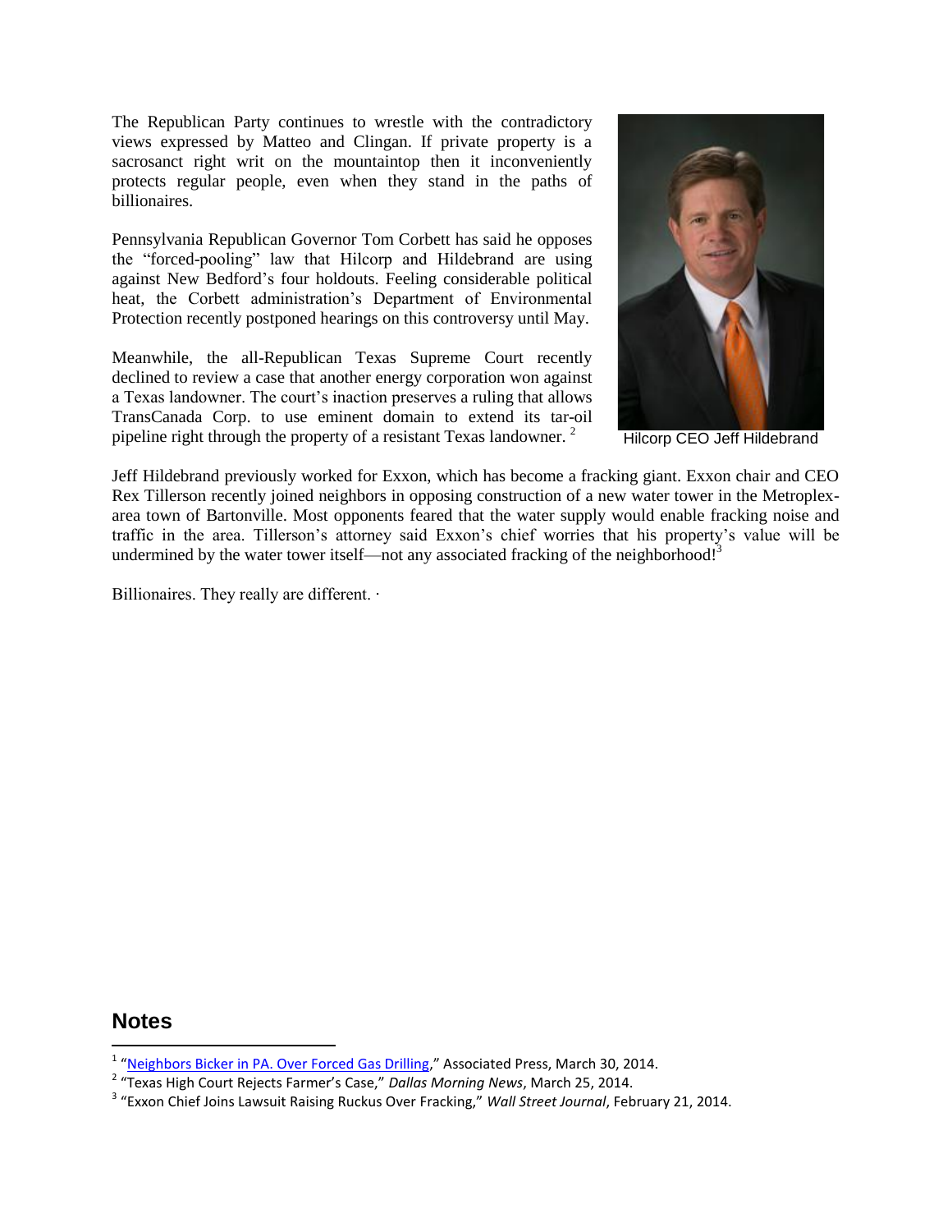The Republican Party continues to wrestle with the contradictory views expressed by Matteo and Clingan. If private property is a sacrosanct right writ on the mountaintop then it inconveniently protects regular people, even when they stand in the paths of billionaires.

Pennsylvania Republican Governor Tom Corbett has said he opposes the "forced-pooling" law that Hilcorp and Hildebrand are using against New Bedford's four holdouts. Feeling considerable political heat, the Corbett administration's Department of Environmental Protection recently postponed hearings on this controversy until May.

Meanwhile, the all-Republican Texas Supreme Court recently declined to review a case that another energy corporation won against a Texas landowner. The court's inaction preserves a ruling that allows TransCanada Corp. to use eminent domain to extend its tar-oil pipeline right through the property of a resistant Texas landowner.[2]

Hilcorp CEO Jeff Hildebrand

Jeff Hildebrand previously worked for Exxon, which has become a fracking giant. Exxon chair and CEO Rex Tillerson recently joined neighbors in opposing construction of a new water tower in the Metroplex-area town of Bartonville. Most opponents feared that the water supply would enable fracking noise and traffic in the area. Tillerson's attorney said Exxon's chief worries that his property's value will be undermined by the water tower itself—not any associated fracking of the neighborhood![3]

Billionaires. They really are different. ·

## Notes

[1] "Neighbors Bicker in PA. Over Forced Gas Drilling," Associated Press, March 30, 2014.

[2] "Texas High Court Rejects Farmer's Case," *Dallas Morning News*, March 25, 2014.

[3] "Exxon Chief Joins Lawsuit Raising Ruckus Over Fracking," *Wall Street Journal*, February 21, 2014.